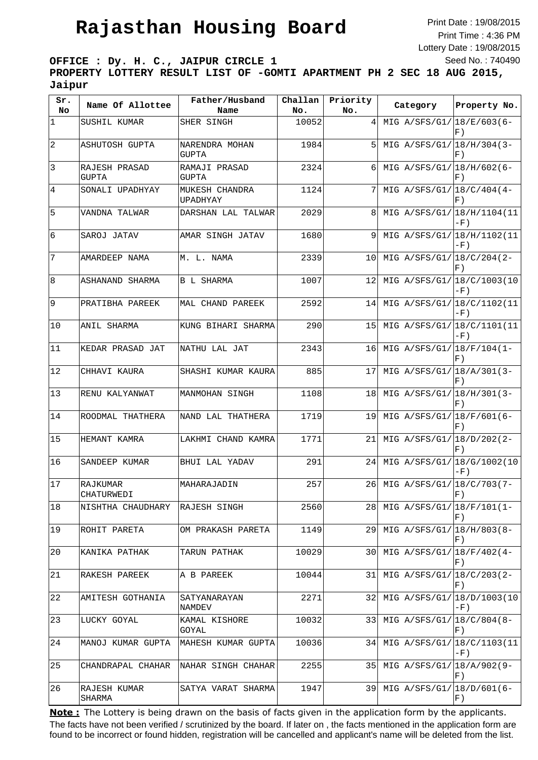# Rajasthan Housing Board

Print Date : 19/08/2015
Print Time : 4:36 PM
Lottery Date : 19/08/2015
Seed No. : 740490

**OFFICE : Dy. H. C., JAIPUR CIRCLE 1**

**PROPERTY LOTTERY RESULT LIST OF -GOMTI APARTMENT PH 2 SEC 18 AUG 2015, Jaipur**

| Sr. No | Name Of Allottee | Father/Husband Name | Challan No. | Priority No. | Category | Property No. |
|---|---|---|---|---|---|---|
| 1 | SUSHIL KUMAR | SHER SINGH | 10052 | 4 | MIG A/SFS/G1/ | 18/E/603(6-F) |
| 2 | ASHUTOSH GUPTA | NARENDRA MOHAN GUPTA | 1984 | 5 | MIG A/SFS/G1/ | 18/H/304(3-F) |
| 3 | RAJESH PRASAD GUPTA | RAMAJI PRASAD GUPTA | 2324 | 6 | MIG A/SFS/G1/ | 18/H/602(6-F) |
| 4 | SONALI UPADHYAY | MUKESH CHANDRA UPADHYAY | 1124 | 7 | MIG A/SFS/G1/ | 18/C/404(4-F) |
| 5 | VANDNA TALWAR | DARSHAN LAL TALWAR | 2029 | 8 | MIG A/SFS/G1/ | 18/H/1104(11-F) |
| 6 | SAROJ JATAV | AMAR SINGH JATAV | 1680 | 9 | MIG A/SFS/G1/ | 18/H/1102(11-F) |
| 7 | AMARDEEP NAMA | M. L. NAMA | 2339 | 10 | MIG A/SFS/G1/ | 18/C/204(2-F) |
| 8 | ASHANAND SHARMA | B L SHARMA | 1007 | 12 | MIG A/SFS/G1/ | 18/C/1003(10-F) |
| 9 | PRATIBHA PAREEK | MAL CHAND PAREEK | 2592 | 14 | MIG A/SFS/G1/ | 18/C/1102(11-F) |
| 10 | ANIL SHARMA | KUNG BIHARI SHARMA | 290 | 15 | MIG A/SFS/G1/ | 18/C/1101(11-F) |
| 11 | KEDAR PRASAD JAT | NATHU LAL JAT | 2343 | 16 | MIG A/SFS/G1/ | 18/F/104(1-F) |
| 12 | CHHAVI KAURA | SHASHI KUMAR KAURA | 885 | 17 | MIG A/SFS/G1/ | 18/A/301(3-F) |
| 13 | RENU KALYANWAT | MANMOHAN SINGH | 1108 | 18 | MIG A/SFS/G1/ | 18/H/301(3-F) |
| 14 | ROODMAL THATHERA | NAND LAL THATHERA | 1719 | 19 | MIG A/SFS/G1/ | 18/F/601(6-F) |
| 15 | HEMANT KAMRA | LAKHMI CHAND KAMRA | 1771 | 21 | MIG A/SFS/G1/ | 18/D/202(2-F) |
| 16 | SANDEEP KUMAR | BHUI LAL YADAV | 291 | 24 | MIG A/SFS/G1/ | 18/G/1002(10-F) |
| 17 | RAJKUMAR CHATURWEDI | MAHARAJADIN | 257 | 26 | MIG A/SFS/G1/ | 18/C/703(7-F) |
| 18 | NISHTHA CHAUDHARY | RAJESH SINGH | 2560 | 28 | MIG A/SFS/G1/ | 18/F/101(1-F) |
| 19 | ROHIT PARETA | OM PRAKASH PARETA | 1149 | 29 | MIG A/SFS/G1/ | 18/H/803(8-F) |
| 20 | KANIKA PATHAK | TARUN PATHAK | 10029 | 30 | MIG A/SFS/G1/ | 18/F/402(4-F) |
| 21 | RAKESH PAREEK | A B PAREEK | 10044 | 31 | MIG A/SFS/G1/ | 18/C/203(2-F) |
| 22 | AMITESH GOTHANIA | SATYANARAYAN NAMDEV | 2271 | 32 | MIG A/SFS/G1/ | 18/D/1003(10-F) |
| 23 | LUCKY GOYAL | KAMAL KISHORE GOYAL | 10032 | 33 | MIG A/SFS/G1/ | 18/C/804(8-F) |
| 24 | MANOJ KUMAR GUPTA | MAHESH KUMAR GUPTA | 10036 | 34 | MIG A/SFS/G1/ | 18/C/1103(11-F) |
| 25 | CHANDRAPAL CHAHAR | NAHAR SINGH CHAHAR | 2255 | 35 | MIG A/SFS/G1/ | 18/A/902(9-F) |
| 26 | RAJESH KUMAR SHARMA | SATYA VARAT SHARMA | 1947 | 39 | MIG A/SFS/G1/ | 18/D/601(6-F) |

**Note :** The Lottery is being drawn on the basis of facts given in the application form by the applicants. The facts have not been verified / scrutinized by the board. If later on , the facts mentioned in the application form are found to be incorrect or found hidden, registration will be cancelled and applicant's name will be deleted from the list.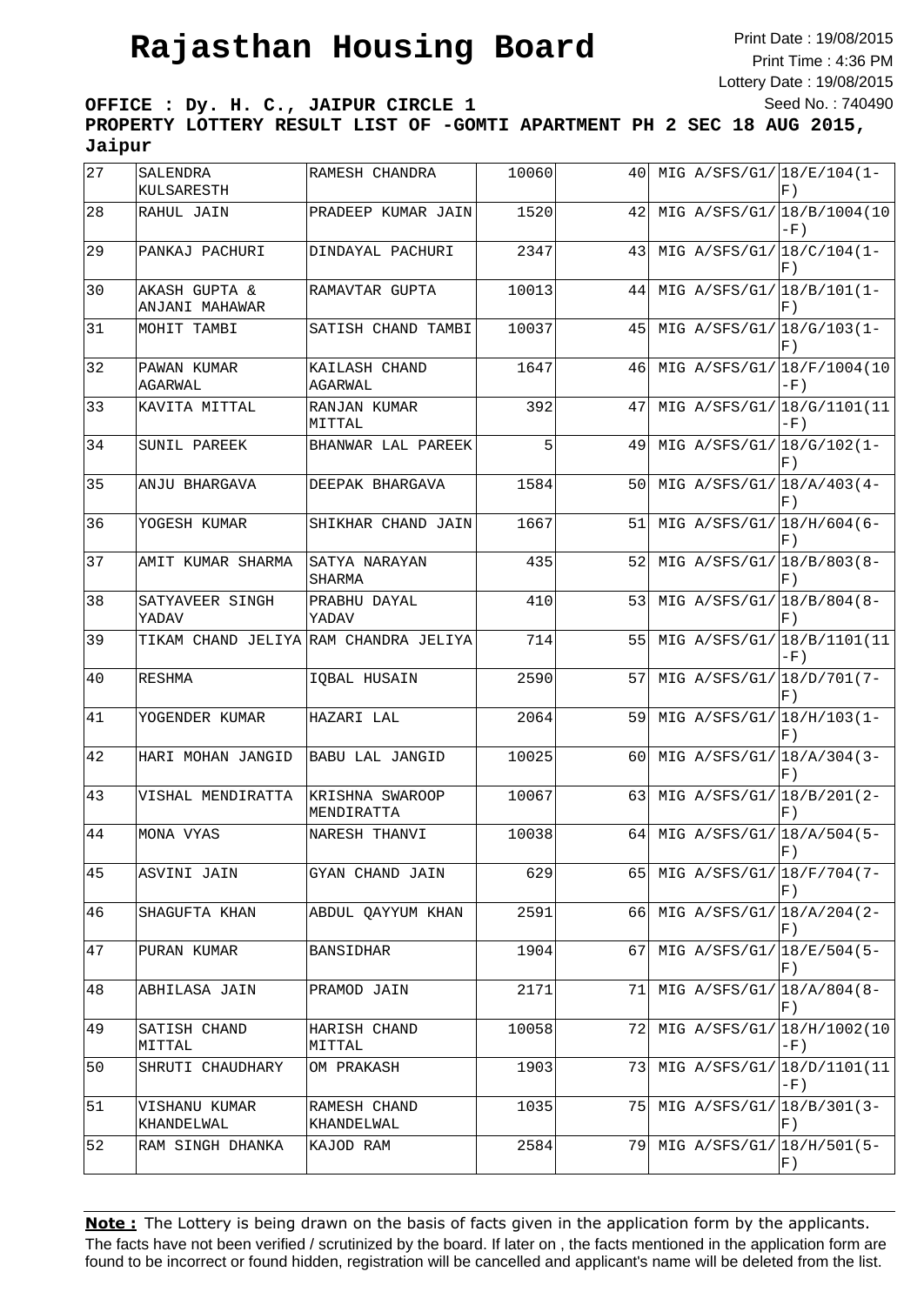# Rajasthan Housing Board

Print Date : 19/08/2015
Print Time : 4:36 PM
Lottery Date : 19/08/2015
Seed No. : 740490

**OFFICE : Dy. H. C., JAIPUR CIRCLE 1**

**PROPERTY LOTTERY RESULT LIST OF -GOMTI APARTMENT PH 2 SEC 18 AUG 2015, Jaipur**

| | | | | | | |
|---|---|---|---|---|---|---|
| 27 | SALENDRA KULSARESTH | RAMESH CHANDRA | 10060 | 40 | MIG A/SFS/G1/ | 18/E/104(1-F) |
| 28 | RAHUL JAIN | PRADEEP KUMAR JAIN | 1520 | 42 | MIG A/SFS/G1/ | 18/B/1004(10-F) |
| 29 | PANKAJ PACHURI | DINDAYAL PACHURI | 2347 | 43 | MIG A/SFS/G1/ | 18/C/104(1-F) |
| 30 | AKASH GUPTA & ANJANI MAHAWAR | RAMAVTAR GUPTA | 10013 | 44 | MIG A/SFS/G1/ | 18/B/101(1-F) |
| 31 | MOHIT TAMBI | SATISH CHAND TAMBI | 10037 | 45 | MIG A/SFS/G1/ | 18/G/103(1-F) |
| 32 | PAWAN KUMAR AGARWAL | KAILASH CHAND AGARWAL | 1647 | 46 | MIG A/SFS/G1/ | 18/F/1004(10-F) |
| 33 | KAVITA MITTAL | RANJAN KUMAR MITTAL | 392 | 47 | MIG A/SFS/G1/ | 18/G/1101(11-F) |
| 34 | SUNIL PAREEK | BHANWAR LAL PAREEK | 5 | 49 | MIG A/SFS/G1/ | 18/G/102(1-F) |
| 35 | ANJU BHARGAVA | DEEPAK BHARGAVA | 1584 | 50 | MIG A/SFS/G1/ | 18/A/403(4-F) |
| 36 | YOGESH KUMAR | SHIKHAR CHAND JAIN | 1667 | 51 | MIG A/SFS/G1/ | 18/H/604(6-F) |
| 37 | AMIT KUMAR SHARMA | SATYA NARAYAN SHARMA | 435 | 52 | MIG A/SFS/G1/ | 18/B/803(8-F) |
| 38 | SATYAVEER SINGH YADAV | PRABHU DAYAL YADAV | 410 | 53 | MIG A/SFS/G1/ | 18/B/804(8-F) |
| 39 | TIKAM CHAND JELIYA | RAM CHANDRA JELIYA | 714 | 55 | MIG A/SFS/G1/ | 18/B/1101(11-F) |
| 40 | RESHMA | IQBAL HUSAIN | 2590 | 57 | MIG A/SFS/G1/ | 18/D/701(7-F) |
| 41 | YOGENDER KUMAR | HAZARI LAL | 2064 | 59 | MIG A/SFS/G1/ | 18/H/103(1-F) |
| 42 | HARI MOHAN JANGID | BABU LAL JANGID | 10025 | 60 | MIG A/SFS/G1/ | 18/A/304(3-F) |
| 43 | VISHAL MENDIRATTA | KRISHNA SWAROOP MENDIRATTA | 10067 | 63 | MIG A/SFS/G1/ | 18/B/201(2-F) |
| 44 | MONA VYAS | NARESH THANVI | 10038 | 64 | MIG A/SFS/G1/ | 18/A/504(5-F) |
| 45 | ASVINI JAIN | GYAN CHAND JAIN | 629 | 65 | MIG A/SFS/G1/ | 18/F/704(7-F) |
| 46 | SHAGUFTA KHAN | ABDUL QAYYUM KHAN | 2591 | 66 | MIG A/SFS/G1/ | 18/A/204(2-F) |
| 47 | PURAN KUMAR | BANSIDHAR | 1904 | 67 | MIG A/SFS/G1/ | 18/E/504(5-F) |
| 48 | ABHILASA JAIN | PRAMOD JAIN | 2171 | 71 | MIG A/SFS/G1/ | 18/A/804(8-F) |
| 49 | SATISH CHAND MITTAL | HARISH CHAND MITTAL | 10058 | 72 | MIG A/SFS/G1/ | 18/H/1002(10-F) |
| 50 | SHRUTI CHAUDHARY | OM PRAKASH | 1903 | 73 | MIG A/SFS/G1/ | 18/D/1101(11-F) |
| 51 | VISHANU KUMAR KHANDELWAL | RAMESH CHAND KHANDELWAL | 1035 | 75 | MIG A/SFS/G1/ | 18/B/301(3-F) |
| 52 | RAM SINGH DHANKA | KAJOD RAM | 2584 | 79 | MIG A/SFS/G1/ | 18/H/501(5-F) |

**Note :** The Lottery is being drawn on the basis of facts given in the application form by the applicants. The facts have not been verified / scrutinized by the board. If later on , the facts mentioned in the application form are found to be incorrect or found hidden, registration will be cancelled and applicant's name will be deleted from the list.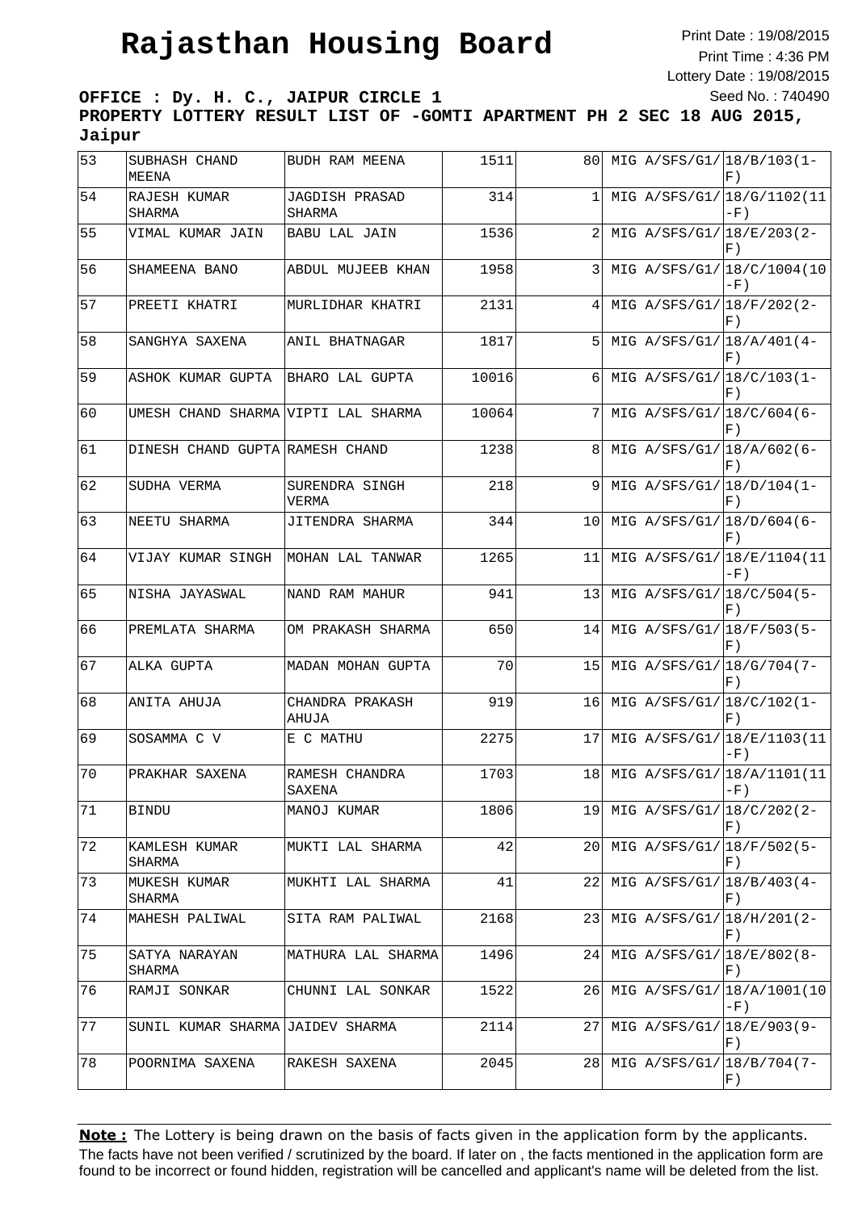# Rajasthan Housing Board

Print Date : 19/08/2015
Print Time : 4:36 PM
Lottery Date : 19/08/2015
Seed No. : 740490

**OFFICE : Dy. H. C., JAIPUR CIRCLE 1**

**PROPERTY LOTTERY RESULT LIST OF -GOMTI APARTMENT PH 2 SEC 18 AUG 2015, Jaipur**

| | | | | | | |
|---|---|---|---|---|---|---|
| 53 | SUBHASH CHAND MEENA | BUDH RAM MEENA | 1511 | 80 | MIG A/SFS/G1/ | 18/B/103(1-F) |
| 54 | RAJESH KUMAR SHARMA | JAGDISH PRASAD SHARMA | 314 | 1 | MIG A/SFS/G1/ | 18/G/1102(11-F) |
| 55 | VIMAL KUMAR JAIN | BABU LAL JAIN | 1536 | 2 | MIG A/SFS/G1/ | 18/E/203(2-F) |
| 56 | SHAMEENA BANO | ABDUL MUJEEB KHAN | 1958 | 3 | MIG A/SFS/G1/ | 18/C/1004(10-F) |
| 57 | PREETI KHATRI | MURLIDHAR KHATRI | 2131 | 4 | MIG A/SFS/G1/ | 18/F/202(2-F) |
| 58 | SANGHYA SAXENA | ANIL BHATNAGAR | 1817 | 5 | MIG A/SFS/G1/ | 18/A/401(4-F) |
| 59 | ASHOK KUMAR GUPTA | BHARO LAL GUPTA | 10016 | 6 | MIG A/SFS/G1/ | 18/C/103(1-F) |
| 60 | UMESH CHAND SHARMA | VIPTI LAL SHARMA | 10064 | 7 | MIG A/SFS/G1/ | 18/C/604(6-F) |
| 61 | DINESH CHAND GUPTA | RAMESH CHAND | 1238 | 8 | MIG A/SFS/G1/ | 18/A/602(6-F) |
| 62 | SUDHA VERMA | SURENDRA SINGH VERMA | 218 | 9 | MIG A/SFS/G1/ | 18/D/104(1-F) |
| 63 | NEETU SHARMA | JITENDRA SHARMA | 344 | 10 | MIG A/SFS/G1/ | 18/D/604(6-F) |
| 64 | VIJAY KUMAR SINGH | MOHAN LAL TANWAR | 1265 | 11 | MIG A/SFS/G1/ | 18/E/1104(11-F) |
| 65 | NISHA JAYASWAL | NAND RAM MAHUR | 941 | 13 | MIG A/SFS/G1/ | 18/C/504(5-F) |
| 66 | PREMLATA SHARMA | OM PRAKASH SHARMA | 650 | 14 | MIG A/SFS/G1/ | 18/F/503(5-F) |
| 67 | ALKA GUPTA | MADAN MOHAN GUPTA | 70 | 15 | MIG A/SFS/G1/ | 18/G/704(7-F) |
| 68 | ANITA AHUJA | CHANDRA PRAKASH AHUJA | 919 | 16 | MIG A/SFS/G1/ | 18/C/102(1-F) |
| 69 | SOSAMMA C V | E C MATHU | 2275 | 17 | MIG A/SFS/G1/ | 18/E/1103(11-F) |
| 70 | PRAKHAR SAXENA | RAMESH CHANDRA SAXENA | 1703 | 18 | MIG A/SFS/G1/ | 18/A/1101(11-F) |
| 71 | BINDU | MANOJ KUMAR | 1806 | 19 | MIG A/SFS/G1/ | 18/C/202(2-F) |
| 72 | KAMLESH KUMAR SHARMA | MUKTI LAL SHARMA | 42 | 20 | MIG A/SFS/G1/ | 18/F/502(5-F) |
| 73 | MUKESH KUMAR SHARMA | MUKHTI LAL SHARMA | 41 | 22 | MIG A/SFS/G1/ | 18/B/403(4-F) |
| 74 | MAHESH PALIWAL | SITA RAM PALIWAL | 2168 | 23 | MIG A/SFS/G1/ | 18/H/201(2-F) |
| 75 | SATYA NARAYAN SHARMA | MATHURA LAL SHARMA | 1496 | 24 | MIG A/SFS/G1/ | 18/E/802(8-F) |
| 76 | RAMJI SONKAR | CHUNNI LAL SONKAR | 1522 | 26 | MIG A/SFS/G1/ | 18/A/1001(10-F) |
| 77 | SUNIL KUMAR SHARMA | JAIDEV SHARMA | 2114 | 27 | MIG A/SFS/G1/ | 18/E/903(9-F) |
| 78 | POORNIMA SAXENA | RAKESH SAXENA | 2045 | 28 | MIG A/SFS/G1/ | 18/B/704(7-F) |

**Note :** The Lottery is being drawn on the basis of facts given in the application form by the applicants. The facts have not been verified / scrutinized by the board. If later on , the facts mentioned in the application form are found to be incorrect or found hidden, registration will be cancelled and applicant's name will be deleted from the list.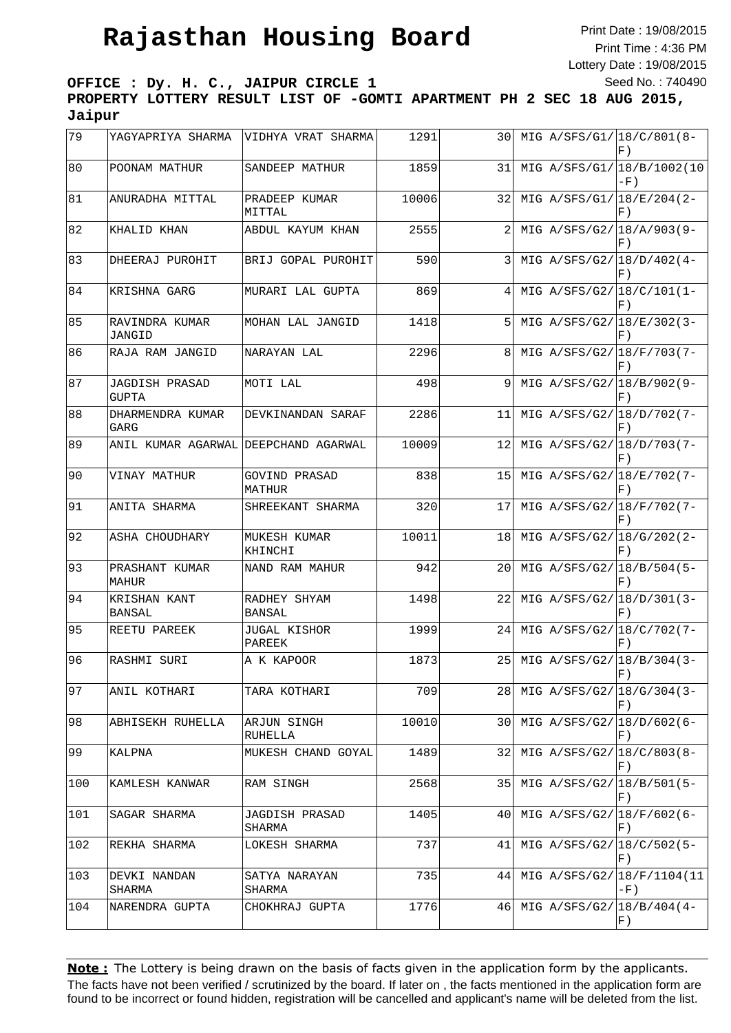# Rajasthan Housing Board

Print Date : 19/08/2015
Print Time : 4:36 PM
Lottery Date : 19/08/2015
Seed No. : 740490

**OFFICE : Dy. H. C., JAIPUR CIRCLE 1**
**PROPERTY LOTTERY RESULT LIST OF -GOMTI APARTMENT PH 2 SEC 18 AUG 2015, Jaipur**

| | | | | | | |
|---|---|---|---|---|---|---|
| 79 | YAGYAPRIYA SHARMA | VIDHYA VRAT SHARMA | 1291 | 30 | MIG A/SFS/G1/ | 18/C/801(8-F) |
| 80 | POONAM MATHUR | SANDEEP MATHUR | 1859 | 31 | MIG A/SFS/G1/ | 18/B/1002(10-F) |
| 81 | ANURADHA MITTAL | PRADEEP KUMAR MITTAL | 10006 | 32 | MIG A/SFS/G1/ | 18/E/204(2-F) |
| 82 | KHALID KHAN | ABDUL KAYUM KHAN | 2555 | 2 | MIG A/SFS/G2/ | 18/A/903(9-F) |
| 83 | DHEERAJ PUROHIT | BRIJ GOPAL PUROHIT | 590 | 3 | MIG A/SFS/G2/ | 18/D/402(4-F) |
| 84 | KRISHNA GARG | MURARI LAL GUPTA | 869 | 4 | MIG A/SFS/G2/ | 18/C/101(1-F) |
| 85 | RAVINDRA KUMAR JANGID | MOHAN LAL JANGID | 1418 | 5 | MIG A/SFS/G2/ | 18/E/302(3-F) |
| 86 | RAJA RAM JANGID | NARAYAN LAL | 2296 | 8 | MIG A/SFS/G2/ | 18/F/703(7-F) |
| 87 | JAGDISH PRASAD GUPTA | MOTI LAL | 498 | 9 | MIG A/SFS/G2/ | 18/B/902(9-F) |
| 88 | DHARMENDRA KUMAR GARG | DEVKINANDAN SARAF | 2286 | 11 | MIG A/SFS/G2/ | 18/D/702(7-F) |
| 89 | ANIL KUMAR AGARWAL | DEEPCHAND AGARWAL | 10009 | 12 | MIG A/SFS/G2/ | 18/D/703(7-F) |
| 90 | VINAY MATHUR | GOVIND PRASAD MATHUR | 838 | 15 | MIG A/SFS/G2/ | 18/E/702(7-F) |
| 91 | ANITA SHARMA | SHREEKANT SHARMA | 320 | 17 | MIG A/SFS/G2/ | 18/F/702(7-F) |
| 92 | ASHA CHOUDHARY | MUKESH KUMAR KHINCHI | 10011 | 18 | MIG A/SFS/G2/ | 18/G/202(2-F) |
| 93 | PRASHANT KUMAR MAHUR | NAND RAM MAHUR | 942 | 20 | MIG A/SFS/G2/ | 18/B/504(5-F) |
| 94 | KRISHAN KANT BANSAL | RADHEY SHYAM BANSAL | 1498 | 22 | MIG A/SFS/G2/ | 18/D/301(3-F) |
| 95 | REETU PAREEK | JUGAL KISHOR PAREEK | 1999 | 24 | MIG A/SFS/G2/ | 18/C/702(7-F) |
| 96 | RASHMI SURI | A K KAPOOR | 1873 | 25 | MIG A/SFS/G2/ | 18/B/304(3-F) |
| 97 | ANIL KOTHARI | TARA KOTHARI | 709 | 28 | MIG A/SFS/G2/ | 18/G/304(3-F) |
| 98 | ABHISEKH RUHELLA | ARJUN SINGH RUHELLA | 10010 | 30 | MIG A/SFS/G2/ | 18/D/602(6-F) |
| 99 | KALPNA | MUKESH CHAND GOYAL | 1489 | 32 | MIG A/SFS/G2/ | 18/C/803(8-F) |
| 100 | KAMLESH KANWAR | RAM SINGH | 2568 | 35 | MIG A/SFS/G2/ | 18/B/501(5-F) |
| 101 | SAGAR SHARMA | JAGDISH PRASAD SHARMA | 1405 | 40 | MIG A/SFS/G2/ | 18/F/602(6-F) |
| 102 | REKHA SHARMA | LOKESH SHARMA | 737 | 41 | MIG A/SFS/G2/ | 18/C/502(5-F) |
| 103 | DEVKI NANDAN SHARMA | SATYA NARAYAN SHARMA | 735 | 44 | MIG A/SFS/G2/ | 18/F/1104(11-F) |
| 104 | NARENDRA GUPTA | CHOKHRAJ GUPTA | 1776 | 46 | MIG A/SFS/G2/ | 18/B/404(4-F) |

**Note :** The Lottery is being drawn on the basis of facts given in the application form by the applicants. The facts have not been verified / scrutinized by the board. If later on , the facts mentioned in the application form are found to be incorrect or found hidden, registration will be cancelled and applicant's name will be deleted from the list.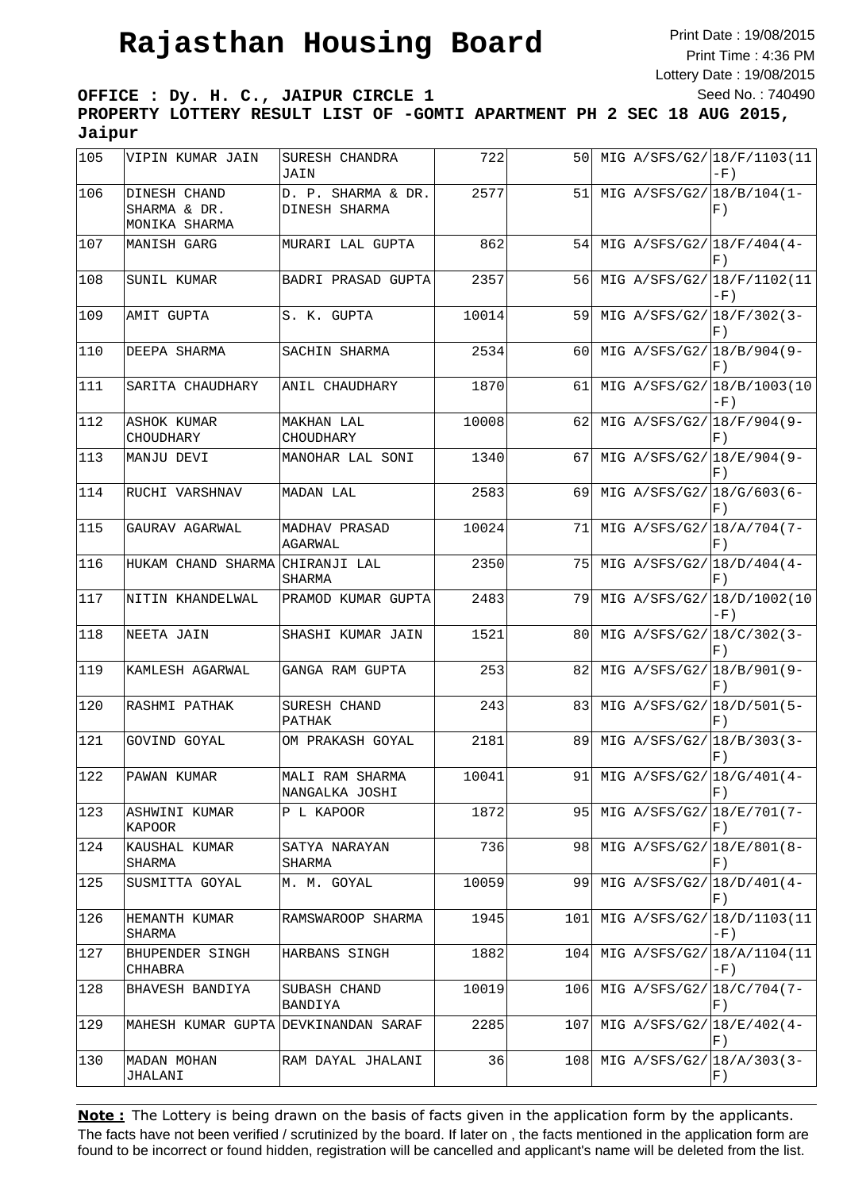# Rajasthan Housing Board

Print Date : 19/08/2015
Print Time : 4:36 PM
Lottery Date : 19/08/2015
Seed No. : 740490

**OFFICE : Dy. H. C., JAIPUR CIRCLE 1**

**PROPERTY LOTTERY RESULT LIST OF -GOMTI APARTMENT PH 2 SEC 18 AUG 2015, Jaipur**

| | | | | | | |
|---|---|---|---|---|---|---|
| 105 | VIPIN KUMAR JAIN | SURESH CHANDRA JAIN | 722 | 50 | MIG A/SFS/G2/ | 18/F/1103(11-F) |
| 106 | DINESH CHAND SHARMA & DR. MONIKA SHARMA | D. P. SHARMA & DR. DINESH SHARMA | 2577 | 51 | MIG A/SFS/G2/ | 18/B/104(1-F) |
| 107 | MANISH GARG | MURARI LAL GUPTA | 862 | 54 | MIG A/SFS/G2/ | 18/F/404(4-F) |
| 108 | SUNIL KUMAR | BADRI PRASAD GUPTA | 2357 | 56 | MIG A/SFS/G2/ | 18/F/1102(11-F) |
| 109 | AMIT GUPTA | S. K. GUPTA | 10014 | 59 | MIG A/SFS/G2/ | 18/F/302(3-F) |
| 110 | DEEPA SHARMA | SACHIN SHARMA | 2534 | 60 | MIG A/SFS/G2/ | 18/B/904(9-F) |
| 111 | SARITA CHAUDHARY | ANIL CHAUDHARY | 1870 | 61 | MIG A/SFS/G2/ | 18/B/1003(10-F) |
| 112 | ASHOK KUMAR CHOUDHARY | MAKHAN LAL CHOUDHARY | 10008 | 62 | MIG A/SFS/G2/ | 18/F/904(9-F) |
| 113 | MANJU DEVI | MANOHAR LAL SONI | 1340 | 67 | MIG A/SFS/G2/ | 18/E/904(9-F) |
| 114 | RUCHI VARSHNAV | MADAN LAL | 2583 | 69 | MIG A/SFS/G2/ | 18/G/603(6-F) |
| 115 | GAURAV AGARWAL | MADHAV PRASAD AGARWAL | 10024 | 71 | MIG A/SFS/G2/ | 18/A/704(7-F) |
| 116 | HUKAM CHAND SHARMA | CHIRANJI LAL SHARMA | 2350 | 75 | MIG A/SFS/G2/ | 18/D/404(4-F) |
| 117 | NITIN KHANDELWAL | PRAMOD KUMAR GUPTA | 2483 | 79 | MIG A/SFS/G2/ | 18/D/1002(10-F) |
| 118 | NEETA JAIN | SHASHI KUMAR JAIN | 1521 | 80 | MIG A/SFS/G2/ | 18/C/302(3-F) |
| 119 | KAMLESH AGARWAL | GANGA RAM GUPTA | 253 | 82 | MIG A/SFS/G2/ | 18/B/901(9-F) |
| 120 | RASHMI PATHAK | SURESH CHAND PATHAK | 243 | 83 | MIG A/SFS/G2/ | 18/D/501(5-F) |
| 121 | GOVIND GOYAL | OM PRAKASH GOYAL | 2181 | 89 | MIG A/SFS/G2/ | 18/B/303(3-F) |
| 122 | PAWAN KUMAR | MALI RAM SHARMA NANGALKA JOSHI | 10041 | 91 | MIG A/SFS/G2/ | 18/G/401(4-F) |
| 123 | ASHWINI KUMAR KAPOOR | P L KAPOOR | 1872 | 95 | MIG A/SFS/G2/ | 18/E/701(7-F) |
| 124 | KAUSHAL KUMAR SHARMA | SATYA NARAYAN SHARMA | 736 | 98 | MIG A/SFS/G2/ | 18/E/801(8-F) |
| 125 | SUSMITTA GOYAL | M. M. GOYAL | 10059 | 99 | MIG A/SFS/G2/ | 18/D/401(4-F) |
| 126 | HEMANTH KUMAR SHARMA | RAMSWAROOP SHARMA | 1945 | 101 | MIG A/SFS/G2/ | 18/D/1103(11-F) |
| 127 | BHUPENDER SINGH CHHABRA | HARBANS SINGH | 1882 | 104 | MIG A/SFS/G2/ | 18/A/1104(11-F) |
| 128 | BHAVESH BANDIYA | SUBASH CHAND BANDIYA | 10019 | 106 | MIG A/SFS/G2/ | 18/C/704(7-F) |
| 129 | MAHESH KUMAR GUPTA | DEVKINANDAN SARAF | 2285 | 107 | MIG A/SFS/G2/ | 18/E/402(4-F) |
| 130 | MADAN MOHAN JHALANI | RAM DAYAL JHALANI | 36 | 108 | MIG A/SFS/G2/ | 18/A/303(3-F) |

**Note :** The Lottery is being drawn on the basis of facts given in the application form by the applicants. The facts have not been verified / scrutinized by the board. If later on , the facts mentioned in the application form are found to be incorrect or found hidden, registration will be cancelled and applicant's name will be deleted from the list.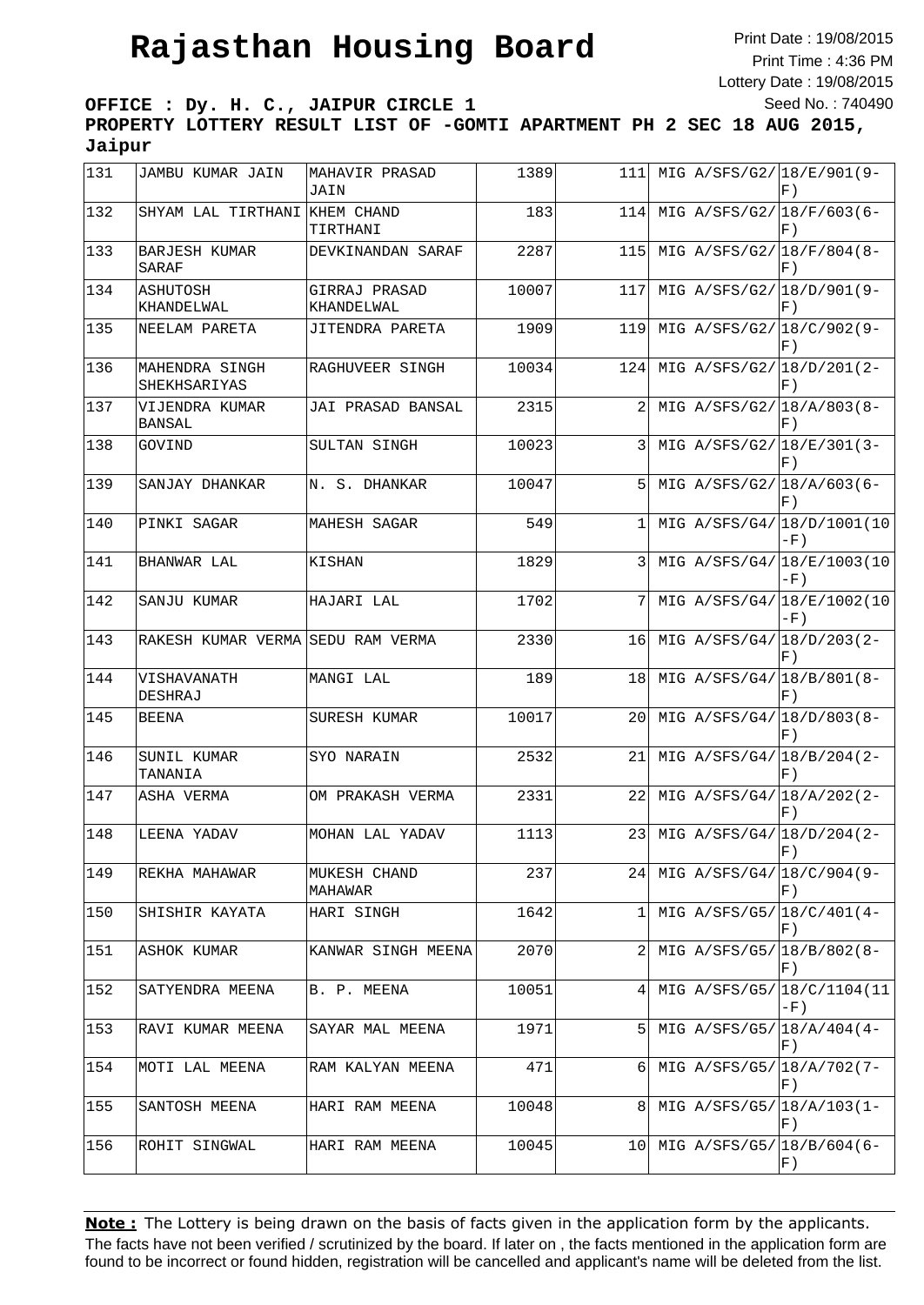# Rajasthan Housing Board

Print Date : 19/08/2015
Print Time : 4:36 PM
Lottery Date : 19/08/2015
Seed No. : 740490

**OFFICE : Dy. H. C., JAIPUR CIRCLE 1**
**PROPERTY LOTTERY RESULT LIST OF -GOMTI APARTMENT PH 2 SEC 18 AUG 2015, Jaipur**

| | | | | | | |
|---|---|---|---|---|---|---|
| 131 | JAMBU KUMAR JAIN | MAHAVIR PRASAD JAIN | 1389 | 111 | MIG A/SFS/G2/ | 18/E/901(9-F) |
| 132 | SHYAM LAL TIRTHANI | KHEM CHAND TIRTHANI | 183 | 114 | MIG A/SFS/G2/ | 18/F/603(6-F) |
| 133 | BARJESH KUMAR SARAF | DEVKINANDAN SARAF | 2287 | 115 | MIG A/SFS/G2/ | 18/F/804(8-F) |
| 134 | ASHUTOSH KHANDELWAL | GIRRAJ PRASAD KHANDELWAL | 10007 | 117 | MIG A/SFS/G2/ | 18/D/901(9-F) |
| 135 | NEELAM PARETA | JITENDRA PARETA | 1909 | 119 | MIG A/SFS/G2/ | 18/C/902(9-F) |
| 136 | MAHENDRA SINGH SHEKHSARIYAS | RAGHUVEER SINGH | 10034 | 124 | MIG A/SFS/G2/ | 18/D/201(2-F) |
| 137 | VIJENDRA KUMAR BANSAL | JAI PRASAD BANSAL | 2315 | 2 | MIG A/SFS/G2/ | 18/A/803(8-F) |
| 138 | GOVIND | SULTAN SINGH | 10023 | 3 | MIG A/SFS/G2/ | 18/E/301(3-F) |
| 139 | SANJAY DHANKAR | N. S. DHANKAR | 10047 | 5 | MIG A/SFS/G2/ | 18/A/603(6-F) |
| 140 | PINKI SAGAR | MAHESH SAGAR | 549 | 1 | MIG A/SFS/G4/ | 18/D/1001(10-F) |
| 141 | BHANWAR LAL | KISHAN | 1829 | 3 | MIG A/SFS/G4/ | 18/E/1003(10-F) |
| 142 | SANJU KUMAR | HAJARI LAL | 1702 | 7 | MIG A/SFS/G4/ | 18/E/1002(10-F) |
| 143 | RAKESH KUMAR VERMA | SEDU RAM VERMA | 2330 | 16 | MIG A/SFS/G4/ | 18/D/203(2-F) |
| 144 | VISHAVANATH DESHRAJ | MANGI LAL | 189 | 18 | MIG A/SFS/G4/ | 18/B/801(8-F) |
| 145 | BEENA | SURESH KUMAR | 10017 | 20 | MIG A/SFS/G4/ | 18/D/803(8-F) |
| 146 | SUNIL KUMAR TANANIA | SYO NARAIN | 2532 | 21 | MIG A/SFS/G4/ | 18/B/204(2-F) |
| 147 | ASHA VERMA | OM PRAKASH VERMA | 2331 | 22 | MIG A/SFS/G4/ | 18/A/202(2-F) |
| 148 | LEENA YADAV | MOHAN LAL YADAV | 1113 | 23 | MIG A/SFS/G4/ | 18/D/204(2-F) |
| 149 | REKHA MAHAWAR | MUKESH CHAND MAHAWAR | 237 | 24 | MIG A/SFS/G4/ | 18/C/904(9-F) |
| 150 | SHISHIR KAYATA | HARI SINGH | 1642 | 1 | MIG A/SFS/G5/ | 18/C/401(4-F) |
| 151 | ASHOK KUMAR | KANWAR SINGH MEENA | 2070 | 2 | MIG A/SFS/G5/ | 18/B/802(8-F) |
| 152 | SATYENDRA MEENA | B. P. MEENA | 10051 | 4 | MIG A/SFS/G5/ | 18/C/1104(11-F) |
| 153 | RAVI KUMAR MEENA | SAYAR MAL MEENA | 1971 | 5 | MIG A/SFS/G5/ | 18/A/404(4-F) |
| 154 | MOTI LAL MEENA | RAM KALYAN MEENA | 471 | 6 | MIG A/SFS/G5/ | 18/A/702(7-F) |
| 155 | SANTOSH MEENA | HARI RAM MEENA | 10048 | 8 | MIG A/SFS/G5/ | 18/A/103(1-F) |
| 156 | ROHIT SINGWAL | HARI RAM MEENA | 10045 | 10 | MIG A/SFS/G5/ | 18/B/604(6-F) |

**Note :** The Lottery is being drawn on the basis of facts given in the application form by the applicants. The facts have not been verified / scrutinized by the board. If later on , the facts mentioned in the application form are found to be incorrect or found hidden, registration will be cancelled and applicant's name will be deleted from the list.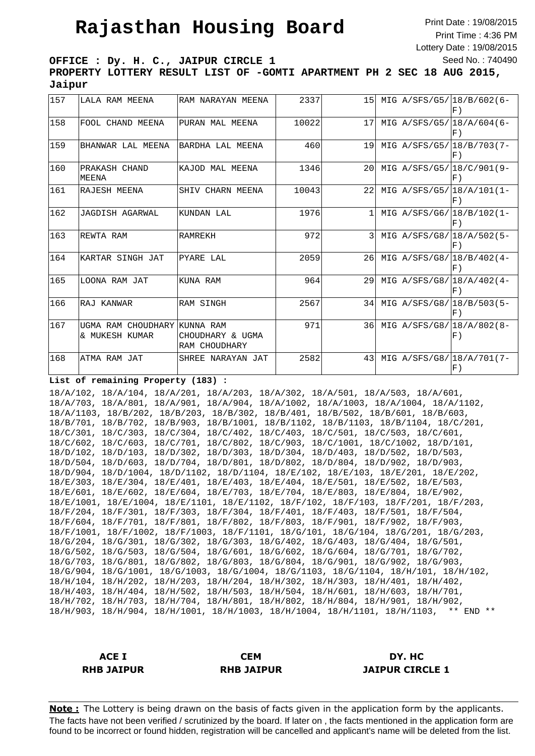# Rajasthan Housing Board

Print Date : 19/08/2015
Print Time : 4:36 PM
Lottery Date : 19/08/2015
Seed No. : 740490

**OFFICE : Dy. H. C., JAIPUR CIRCLE 1**

**PROPERTY LOTTERY RESULT LIST OF -GOMTI APARTMENT PH 2 SEC 18 AUG 2015, Jaipur**

| | | | | | | |
|---|---|---|---|---|---|---|
| 157 | LALA RAM MEENA | RAM NARAYAN MEENA | 2337 | 15 | MIG A/SFS/G5/ | 18/B/602(6-F) |
| 158 | FOOL CHAND MEENA | PURAN MAL MEENA | 10022 | 17 | MIG A/SFS/G5/ | 18/A/604(6-F) |
| 159 | BHANWAR LAL MEENA | BARDHA LAL MEENA | 460 | 19 | MIG A/SFS/G5/ | 18/B/703(7-F) |
| 160 | PRAKASH CHAND MEENA | KAJOD MAL MEENA | 1346 | 20 | MIG A/SFS/G5/ | 18/C/901(9-F) |
| 161 | RAJESH MEENA | SHIV CHARN MEENA | 10043 | 22 | MIG A/SFS/G5/ | 18/A/101(1-F) |
| 162 | JAGDISH AGARWAL | KUNDAN LAL | 1976 | 1 | MIG A/SFS/G6/ | 18/B/102(1-F) |
| 163 | REWTA RAM | RAMREKH | 972 | 3 | MIG A/SFS/G8/ | 18/A/502(5-F) |
| 164 | KARTAR SINGH JAT | PYARE LAL | 2059 | 26 | MIG A/SFS/G8/ | 18/B/402(4-F) |
| 165 | LOONA RAM JAT | KUNA RAM | 964 | 29 | MIG A/SFS/G8/ | 18/A/402(4-F) |
| 166 | RAJ KANWAR | RAM SINGH | 2567 | 34 | MIG A/SFS/G8/ | 18/B/503(5-F) |
| 167 | UGMA RAM CHOUDHARY & MUKESH KUMAR | KUNNA RAM CHOUDHARY & UGMA RAM CHOUDHARY | 971 | 36 | MIG A/SFS/G8/ | 18/A/802(8-F) |
| 168 | ATMA RAM JAT | SHREE NARAYAN JAT | 2582 | 43 | MIG A/SFS/G8/ | 18/A/701(7-F) |

**List of remaining Property (183) :**

18/A/102, 18/A/104, 18/A/201, 18/A/203, 18/A/302, 18/A/501, 18/A/503, 18/A/601, 18/A/703, 18/A/801, 18/A/901, 18/A/904, 18/A/1002, 18/A/1003, 18/A/1004, 18/A/1102, 18/A/1103, 18/B/202, 18/B/203, 18/B/302, 18/B/401, 18/B/502, 18/B/601, 18/B/603, 18/B/701, 18/B/702, 18/B/903, 18/B/1001, 18/B/1102, 18/B/1103, 18/B/1104, 18/C/201, 18/C/301, 18/C/303, 18/C/304, 18/C/402, 18/C/403, 18/C/501, 18/C/503, 18/C/601, 18/C/602, 18/C/603, 18/C/701, 18/C/802, 18/C/903, 18/C/1001, 18/C/1002, 18/D/101, 18/D/102, 18/D/103, 18/D/302, 18/D/303, 18/D/304, 18/D/403, 18/D/502, 18/D/503, 18/D/504, 18/D/603, 18/D/704, 18/D/801, 18/D/802, 18/D/804, 18/D/902, 18/D/903, 18/D/904, 18/D/1004, 18/D/1102, 18/D/1104, 18/E/102, 18/E/103, 18/E/201, 18/E/202, 18/E/303, 18/E/304, 18/E/401, 18/E/403, 18/E/404, 18/E/501, 18/E/502, 18/E/503, 18/E/601, 18/E/602, 18/E/604, 18/E/703, 18/E/704, 18/E/803, 18/E/804, 18/E/902, 18/E/1001, 18/E/1004, 18/E/1101, 18/E/1102, 18/F/102, 18/F/103, 18/F/201, 18/F/203, 18/F/204, 18/F/301, 18/F/303, 18/F/304, 18/F/401, 18/F/403, 18/F/501, 18/F/504, 18/F/604, 18/F/701, 18/F/801, 18/F/802, 18/F/803, 18/F/901, 18/F/902, 18/F/903, 18/F/1001, 18/F/1002, 18/F/1003, 18/F/1101, 18/G/101, 18/G/104, 18/G/201, 18/G/203, 18/G/204, 18/G/301, 18/G/302, 18/G/303, 18/G/402, 18/G/403, 18/G/404, 18/G/501, 18/G/502, 18/G/503, 18/G/504, 18/G/601, 18/G/602, 18/G/604, 18/G/701, 18/G/702, 18/G/703, 18/G/801, 18/G/802, 18/G/803, 18/G/804, 18/G/901, 18/G/902, 18/G/903, 18/G/904, 18/G/1001, 18/G/1003, 18/G/1004, 18/G/1103, 18/G/1104, 18/H/101, 18/H/102, 18/H/104, 18/H/202, 18/H/203, 18/H/204, 18/H/302, 18/H/303, 18/H/401, 18/H/402, 18/H/403, 18/H/404, 18/H/502, 18/H/503, 18/H/504, 18/H/601, 18/H/603, 18/H/701, 18/H/702, 18/H/703, 18/H/704, 18/H/801, 18/H/802, 18/H/804, 18/H/901, 18/H/902, 18/H/903, 18/H/904, 18/H/1001, 18/H/1003, 18/H/1004, 18/H/1101, 18/H/1103, ** END **

| ACE I | CEM | DY. HC |
|---|---|---|
| RHB JAIPUR | RHB JAIPUR | JAIPUR CIRCLE 1 |

**Note :** The Lottery is being drawn on the basis of facts given in the application form by the applicants. The facts have not been verified / scrutinized by the board. If later on , the facts mentioned in the application form are found to be incorrect or found hidden, registration will be cancelled and applicant's name will be deleted from the list.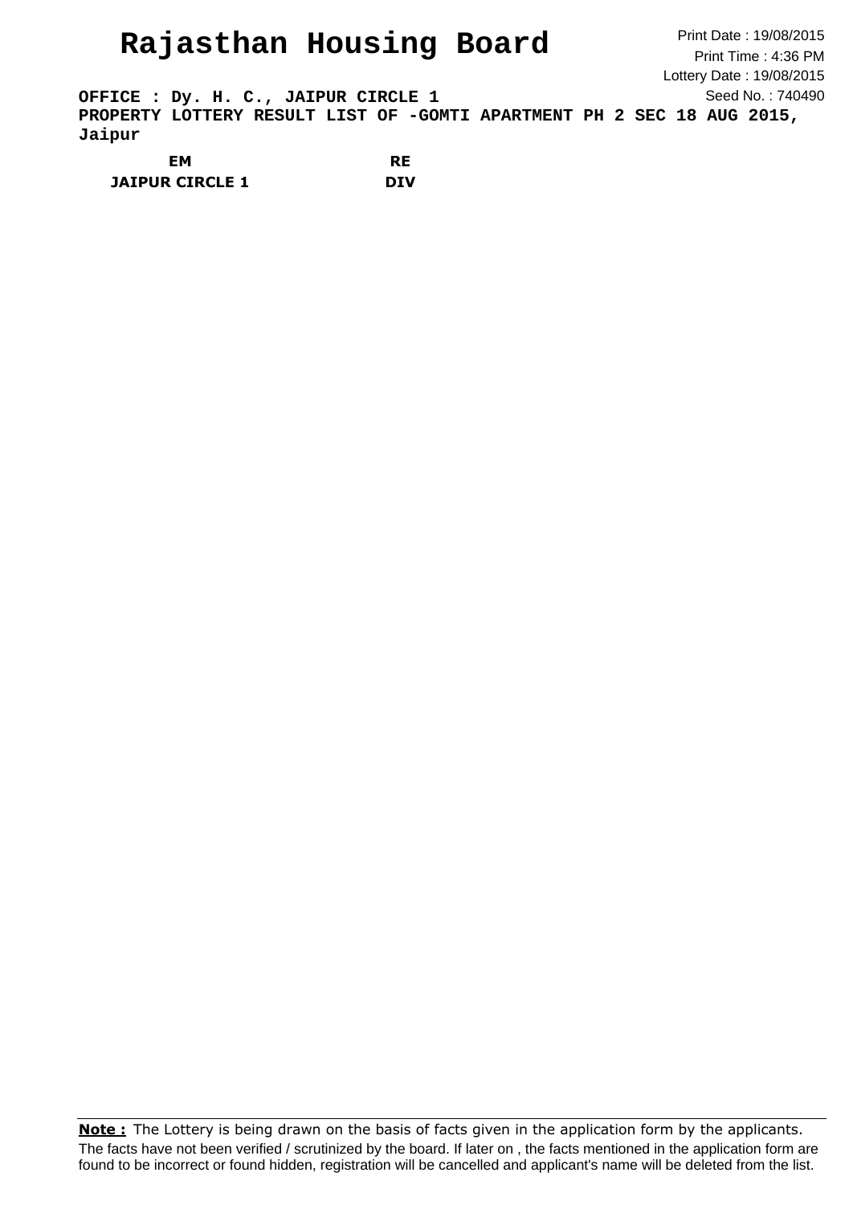# Rajasthan Housing Board

Print Date : 19/08/2015
Print Time : 4:36 PM
Lottery Date : 19/08/2015
Seed No. : 740490

**OFFICE : Dy. H. C., JAIPUR CIRCLE 1**

**PROPERTY LOTTERY RESULT LIST OF -GOMTI APARTMENT PH 2 SEC 18 AUG 2015, Jaipur**

| EM | RE |
|---|---|
| JAIPUR CIRCLE 1 | DIV |

**Note :** The Lottery is being drawn on the basis of facts given in the application form by the applicants. The facts have not been verified / scrutinized by the board. If later on , the facts mentioned in the application form are found to be incorrect or found hidden, registration will be cancelled and applicant's name will be deleted from the list.